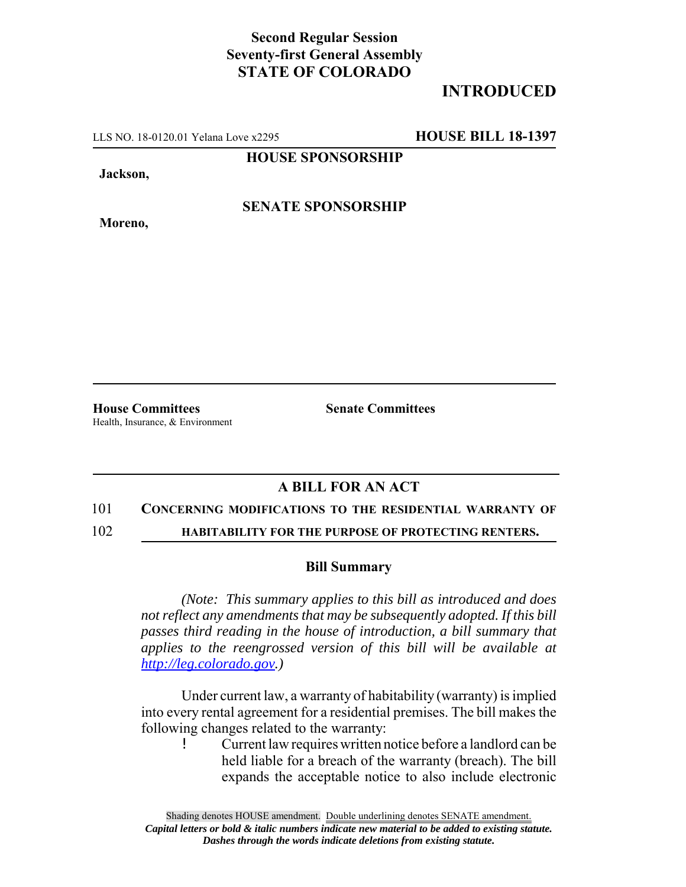**Second Regular Session**
**Seventy-first General Assembly**
**STATE OF COLORADO**

# INTRODUCED

LLS NO. 18-0120.01 Yelana Love x2295 **HOUSE BILL 18-1397**

**HOUSE SPONSORSHIP**

**Jackson,**

**SENATE SPONSORSHIP**

**Moreno,**

**House Committees**
Health, Insurance, & Environment

**Senate Committees**

## A BILL FOR AN ACT

101 **CONCERNING MODIFICATIONS TO THE RESIDENTIAL WARRANTY OF**
102 **HABITABILITY FOR THE PURPOSE OF PROTECTING RENTERS.**

### Bill Summary

*(Note: This summary applies to this bill as introduced and does not reflect any amendments that may be subsequently adopted. If this bill passes third reading in the house of introduction, a bill summary that applies to the reengrossed version of this bill will be available at http://leg.colorado.gov.)*

Under current law, a warranty of habitability (warranty) is implied into every rental agreement for a residential premises. The bill makes the following changes related to the warranty:

- Current law requires written notice before a landlord can be held liable for a breach of the warranty (breach). The bill expands the acceptable notice to also include electronic

Shading denotes HOUSE amendment. Double underlining denotes SENATE amendment.
*Capital letters or bold & italic numbers indicate new material to be added to existing statute.*
*Dashes through the words indicate deletions from existing statute.*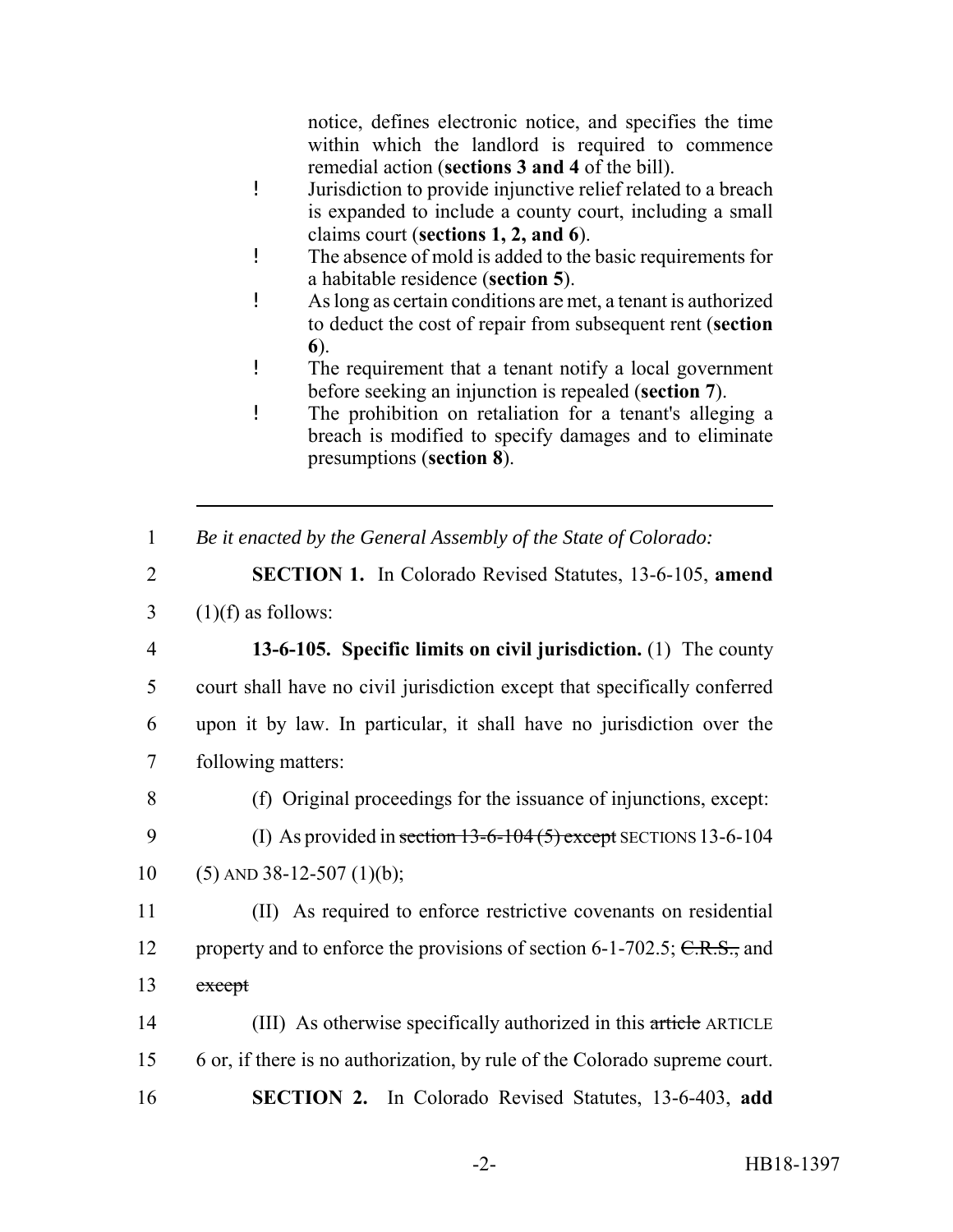notice, defines electronic notice, and specifies the time within which the landlord is required to commence remedial action (**sections 3 and 4** of the bill).

- Jurisdiction to provide injunctive relief related to a breach is expanded to include a county court, including a small claims court (**sections 1, 2, and 6**).
- The absence of mold is added to the basic requirements for a habitable residence (**section 5**).
- As long as certain conditions are met, a tenant is authorized to deduct the cost of repair from subsequent rent (**section 6**).
- The requirement that a tenant notify a local government before seeking an injunction is repealed (**section 7**).
- The prohibition on retaliation for a tenant's alleging a breach is modified to specify damages and to eliminate presumptions (**section 8**).

---

1 *Be it enacted by the General Assembly of the State of Colorado:*

2 **SECTION 1.** In Colorado Revised Statutes, 13-6-105, **amend**
3 (1)(f) as follows:

4 **13-6-105. Specific limits on civil jurisdiction.** (1) The county
5 court shall have no civil jurisdiction except that specifically conferred
6 upon it by law. In particular, it shall have no jurisdiction over the
7 following matters:

8 (f) Original proceedings for the issuance of injunctions, except:

9 (I) As provided in ~~section 13-6-104 (5) except~~ SECTIONS 13-6-104
10 (5) AND 38-12-507 (1)(b);

11 (II) As required to enforce restrictive covenants on residential
12 property and to enforce the provisions of section 6-1-702.5; ~~C.R.S.,~~ and
13 ~~except~~

14 (III) As otherwise specifically authorized in this ~~article~~ ARTICLE
15 6 or, if there is no authorization, by rule of the Colorado supreme court.

16 **SECTION 2.** In Colorado Revised Statutes, 13-6-403, **add**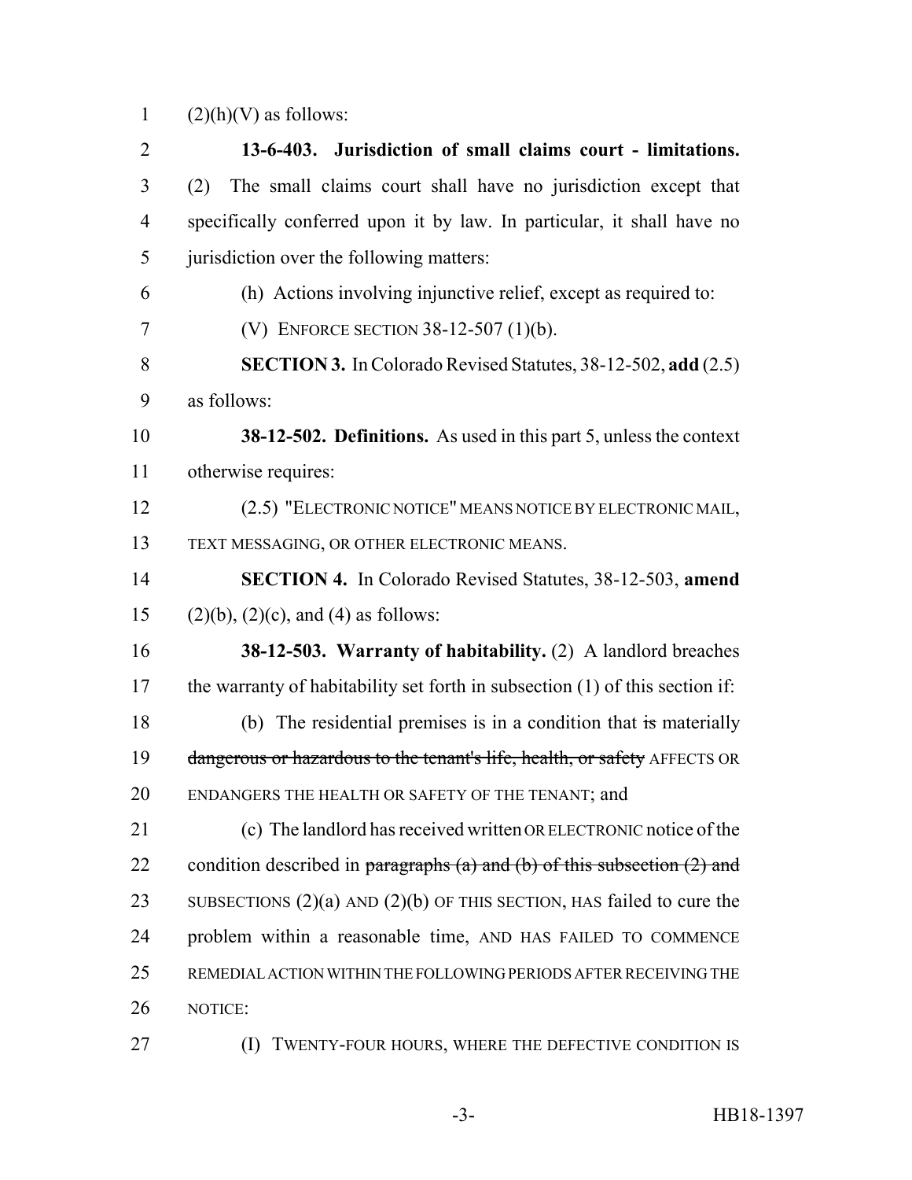(2)(h)(V) as follows:

**13-6-403. Jurisdiction of small claims court - limitations.** (2) The small claims court shall have no jurisdiction except that specifically conferred upon it by law. In particular, it shall have no jurisdiction over the following matters:

(h) Actions involving injunctive relief, except as required to:

(V) ENFORCE SECTION 38-12-507 (1)(b).

**SECTION 3.** In Colorado Revised Statutes, 38-12-502, **add** (2.5) as follows:

**38-12-502. Definitions.** As used in this part 5, unless the context otherwise requires:

(2.5) "ELECTRONIC NOTICE" MEANS NOTICE BY ELECTRONIC MAIL, TEXT MESSAGING, OR OTHER ELECTRONIC MEANS.

**SECTION 4.** In Colorado Revised Statutes, 38-12-503, **amend** (2)(b), (2)(c), and (4) as follows:

**38-12-503. Warranty of habitability.** (2) A landlord breaches the warranty of habitability set forth in subsection (1) of this section if:

(b) The residential premises is in a condition that ~~is~~ materially ~~dangerous or hazardous to the tenant's life, health, or safety~~ AFFECTS OR ENDANGERS THE HEALTH OR SAFETY OF THE TENANT; and

(c) The landlord has received written OR ELECTRONIC notice of the condition described in ~~paragraphs (a) and (b) of this subsection (2) and~~ SUBSECTIONS (2)(a) AND (2)(b) OF THIS SECTION, HAS failed to cure the problem within a reasonable time, AND HAS FAILED TO COMMENCE REMEDIAL ACTION WITHIN THE FOLLOWING PERIODS AFTER RECEIVING THE NOTICE:

(I) TWENTY-FOUR HOURS, WHERE THE DEFECTIVE CONDITION IS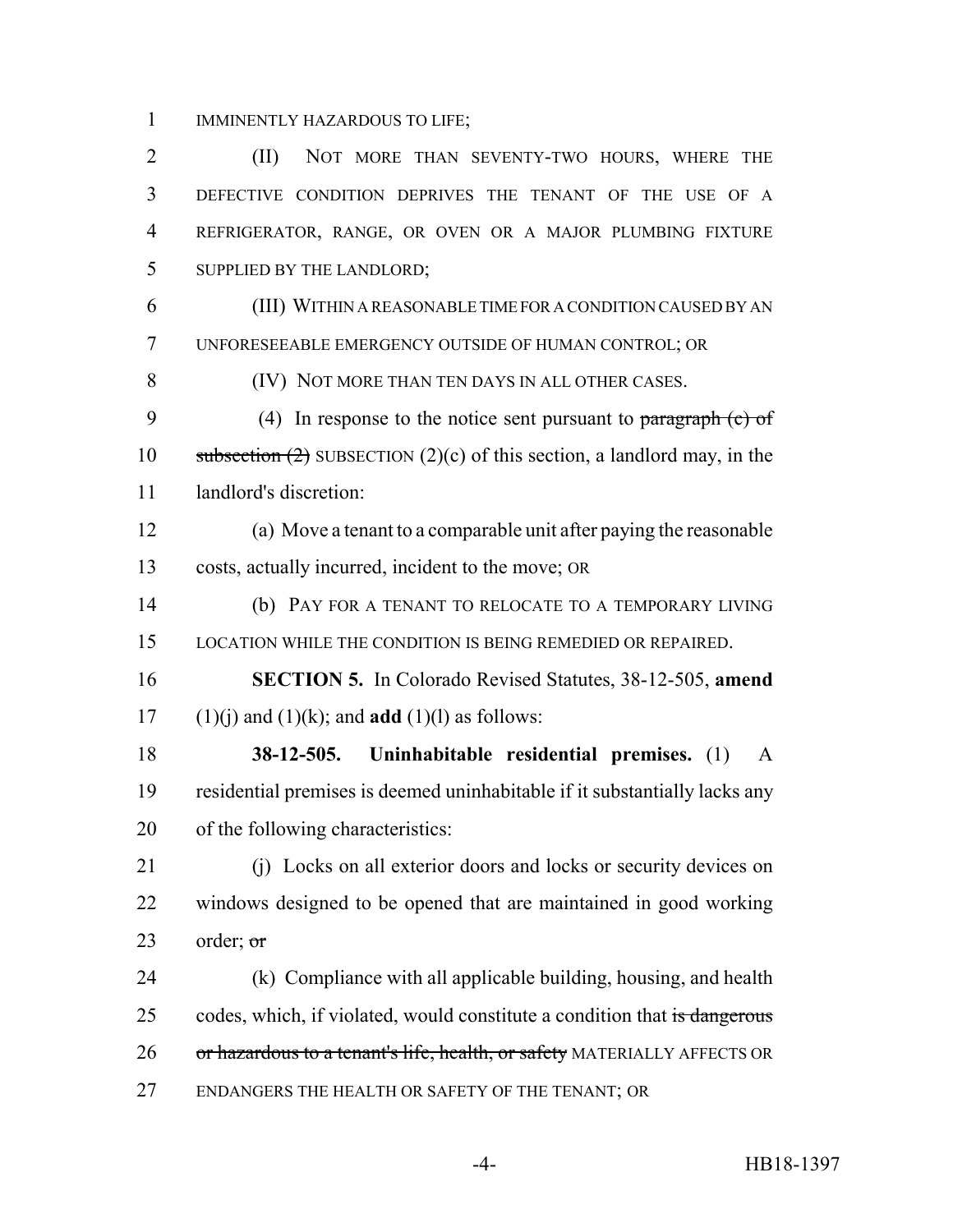IMMINENTLY HAZARDOUS TO LIFE;

(II) NOT MORE THAN SEVENTY-TWO HOURS, WHERE THE DEFECTIVE CONDITION DEPRIVES THE TENANT OF THE USE OF A REFRIGERATOR, RANGE, OR OVEN OR A MAJOR PLUMBING FIXTURE SUPPLIED BY THE LANDLORD;

(III) WITHIN A REASONABLE TIME FOR A CONDITION CAUSED BY AN UNFORESEEABLE EMERGENCY OUTSIDE OF HUMAN CONTROL; OR

(IV) NOT MORE THAN TEN DAYS IN ALL OTHER CASES.

(4) In response to the notice sent pursuant to ~~paragraph (c) of subsection (2)~~ SUBSECTION (2)(c) of this section, a landlord may, in the landlord's discretion:

(a) Move a tenant to a comparable unit after paying the reasonable costs, actually incurred, incident to the move; OR

(b) PAY FOR A TENANT TO RELOCATE TO A TEMPORARY LIVING LOCATION WHILE THE CONDITION IS BEING REMEDIED OR REPAIRED.

**SECTION 5.** In Colorado Revised Statutes, 38-12-505, **amend** (1)(j) and (1)(k); and **add** (1)(l) as follows:

**38-12-505. Uninhabitable residential premises.** (1) A residential premises is deemed uninhabitable if it substantially lacks any of the following characteristics:

(j) Locks on all exterior doors and locks or security devices on windows designed to be opened that are maintained in good working order; ~~or~~

(k) Compliance with all applicable building, housing, and health codes, which, if violated, would constitute a condition that ~~is dangerous or hazardous to a tenant's life, health, or safety~~ MATERIALLY AFFECTS OR ENDANGERS THE HEALTH OR SAFETY OF THE TENANT; OR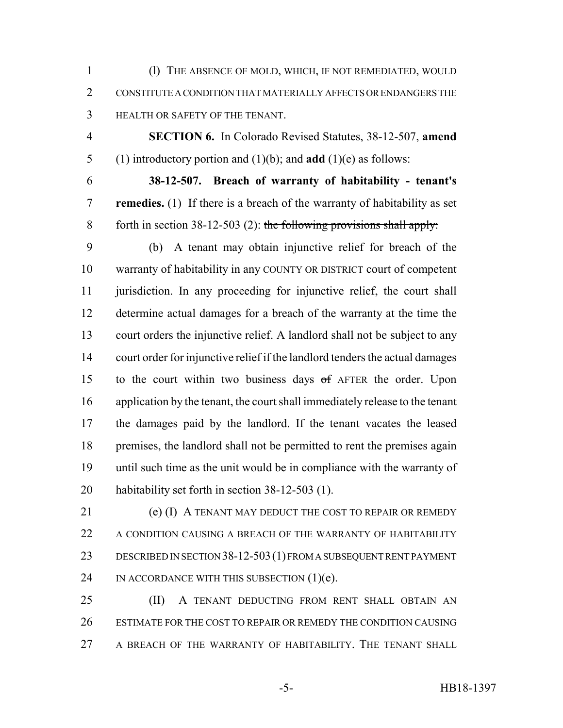(l) THE ABSENCE OF MOLD, WHICH, IF NOT REMEDIATED, WOULD CONSTITUTE A CONDITION THAT MATERIALLY AFFECTS OR ENDANGERS THE HEALTH OR SAFETY OF THE TENANT.

**SECTION 6.** In Colorado Revised Statutes, 38-12-507, **amend** (1) introductory portion and (1)(b); and **add** (1)(e) as follows:

**38-12-507. Breach of warranty of habitability - tenant's remedies.** (1) If there is a breach of the warranty of habitability as set forth in section 38-12-503 (2): ~~the following provisions shall apply:~~

(b) A tenant may obtain injunctive relief for breach of the warranty of habitability in any COUNTY OR DISTRICT court of competent jurisdiction. In any proceeding for injunctive relief, the court shall determine actual damages for a breach of the warranty at the time the court orders the injunctive relief. A landlord shall not be subject to any court order for injunctive relief if the landlord tenders the actual damages to the court within two business days ~~of~~ AFTER the order. Upon application by the tenant, the court shall immediately release to the tenant the damages paid by the landlord. If the tenant vacates the leased premises, the landlord shall not be permitted to rent the premises again until such time as the unit would be in compliance with the warranty of habitability set forth in section 38-12-503 (1).

(e) (I) A TENANT MAY DEDUCT THE COST TO REPAIR OR REMEDY A CONDITION CAUSING A BREACH OF THE WARRANTY OF HABITABILITY DESCRIBED IN SECTION 38-12-503 (1) FROM A SUBSEQUENT RENT PAYMENT IN ACCORDANCE WITH THIS SUBSECTION (1)(e).

(II) A TENANT DEDUCTING FROM RENT SHALL OBTAIN AN ESTIMATE FOR THE COST TO REPAIR OR REMEDY THE CONDITION CAUSING A BREACH OF THE WARRANTY OF HABITABILITY. THE TENANT SHALL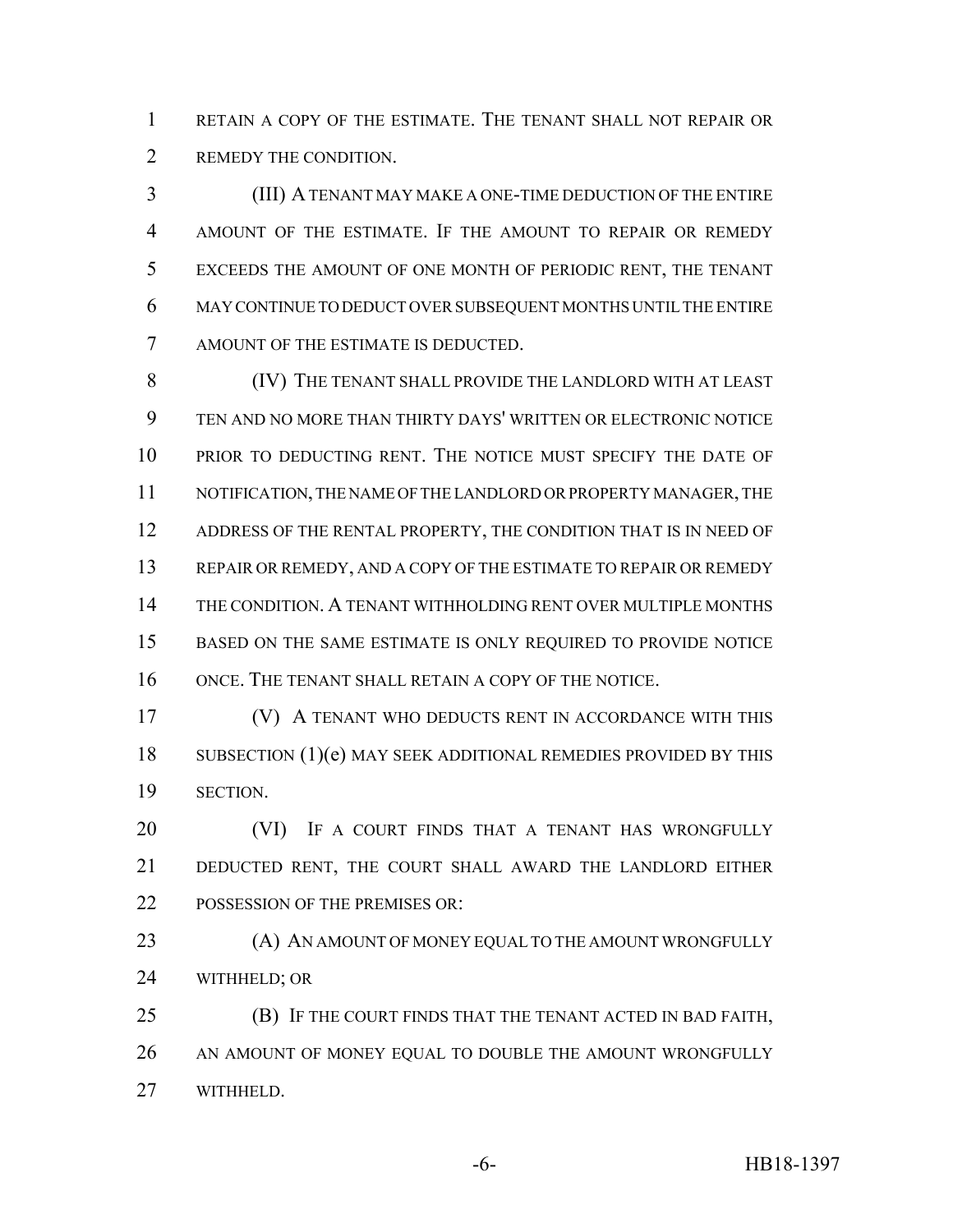RETAIN A COPY OF THE ESTIMATE. THE TENANT SHALL NOT REPAIR OR REMEDY THE CONDITION.

(III) A TENANT MAY MAKE A ONE-TIME DEDUCTION OF THE ENTIRE AMOUNT OF THE ESTIMATE. IF THE AMOUNT TO REPAIR OR REMEDY EXCEEDS THE AMOUNT OF ONE MONTH OF PERIODIC RENT, THE TENANT MAY CONTINUE TO DEDUCT OVER SUBSEQUENT MONTHS UNTIL THE ENTIRE AMOUNT OF THE ESTIMATE IS DEDUCTED.

(IV) THE TENANT SHALL PROVIDE THE LANDLORD WITH AT LEAST TEN AND NO MORE THAN THIRTY DAYS' WRITTEN OR ELECTRONIC NOTICE PRIOR TO DEDUCTING RENT. THE NOTICE MUST SPECIFY THE DATE OF NOTIFICATION, THE NAME OF THE LANDLORD OR PROPERTY MANAGER, THE ADDRESS OF THE RENTAL PROPERTY, THE CONDITION THAT IS IN NEED OF REPAIR OR REMEDY, AND A COPY OF THE ESTIMATE TO REPAIR OR REMEDY THE CONDITION. A TENANT WITHHOLDING RENT OVER MULTIPLE MONTHS BASED ON THE SAME ESTIMATE IS ONLY REQUIRED TO PROVIDE NOTICE ONCE. THE TENANT SHALL RETAIN A COPY OF THE NOTICE.

(V) A TENANT WHO DEDUCTS RENT IN ACCORDANCE WITH THIS SUBSECTION (1)(e) MAY SEEK ADDITIONAL REMEDIES PROVIDED BY THIS SECTION.

(VI) IF A COURT FINDS THAT A TENANT HAS WRONGFULLY DEDUCTED RENT, THE COURT SHALL AWARD THE LANDLORD EITHER POSSESSION OF THE PREMISES OR:

(A) AN AMOUNT OF MONEY EQUAL TO THE AMOUNT WRONGFULLY WITHHELD; OR

(B) IF THE COURT FINDS THAT THE TENANT ACTED IN BAD FAITH, AN AMOUNT OF MONEY EQUAL TO DOUBLE THE AMOUNT WRONGFULLY WITHHELD.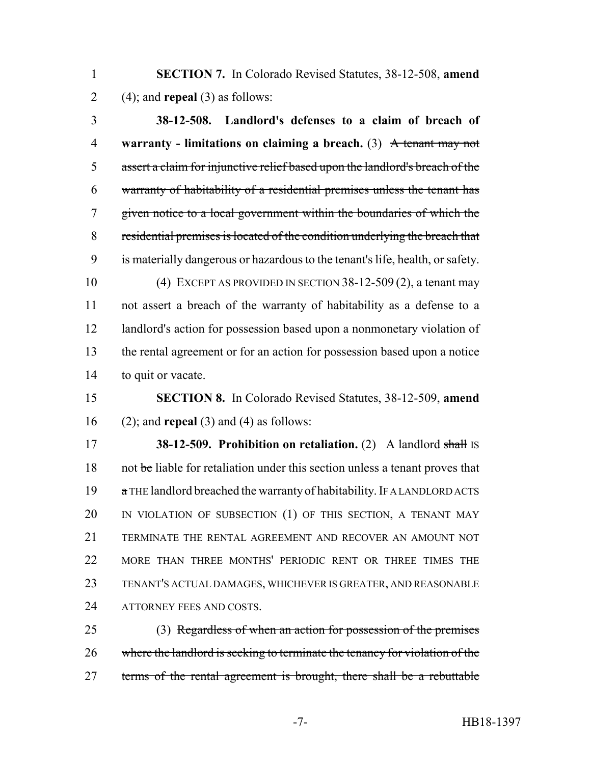**SECTION 7.** In Colorado Revised Statutes, 38-12-508, **amend** (4); and **repeal** (3) as follows:

**38-12-508. Landlord's defenses to a claim of breach of warranty - limitations on claiming a breach.** (3) ~~A tenant may not assert a claim for injunctive relief based upon the landlord's breach of the warranty of habitability of a residential premises unless the tenant has given notice to a local government within the boundaries of which the residential premises is located of the condition underlying the breach that is materially dangerous or hazardous to the tenant's life, health, or safety.~~

(4) EXCEPT AS PROVIDED IN SECTION 38-12-509 (2), a tenant may not assert a breach of the warranty of habitability as a defense to a landlord's action for possession based upon a nonmonetary violation of the rental agreement or for an action for possession based upon a notice to quit or vacate.

**SECTION 8.** In Colorado Revised Statutes, 38-12-509, **amend** (2); and **repeal** (3) and (4) as follows:

**38-12-509. Prohibition on retaliation.** (2) A landlord ~~shall~~ IS not ~~be~~ liable for retaliation under this section unless a tenant proves that ~~a~~ THE landlord breached the warranty of habitability. IF A LANDLORD ACTS IN VIOLATION OF SUBSECTION (1) OF THIS SECTION, A TENANT MAY TERMINATE THE RENTAL AGREEMENT AND RECOVER AN AMOUNT NOT MORE THAN THREE MONTHS' PERIODIC RENT OR THREE TIMES THE TENANT'S ACTUAL DAMAGES, WHICHEVER IS GREATER, AND REASONABLE ATTORNEY FEES AND COSTS.

(3) ~~Regardless of when an action for possession of the premises where the landlord is seeking to terminate the tenancy for violation of the terms of the rental agreement is brought, there shall be a rebuttable~~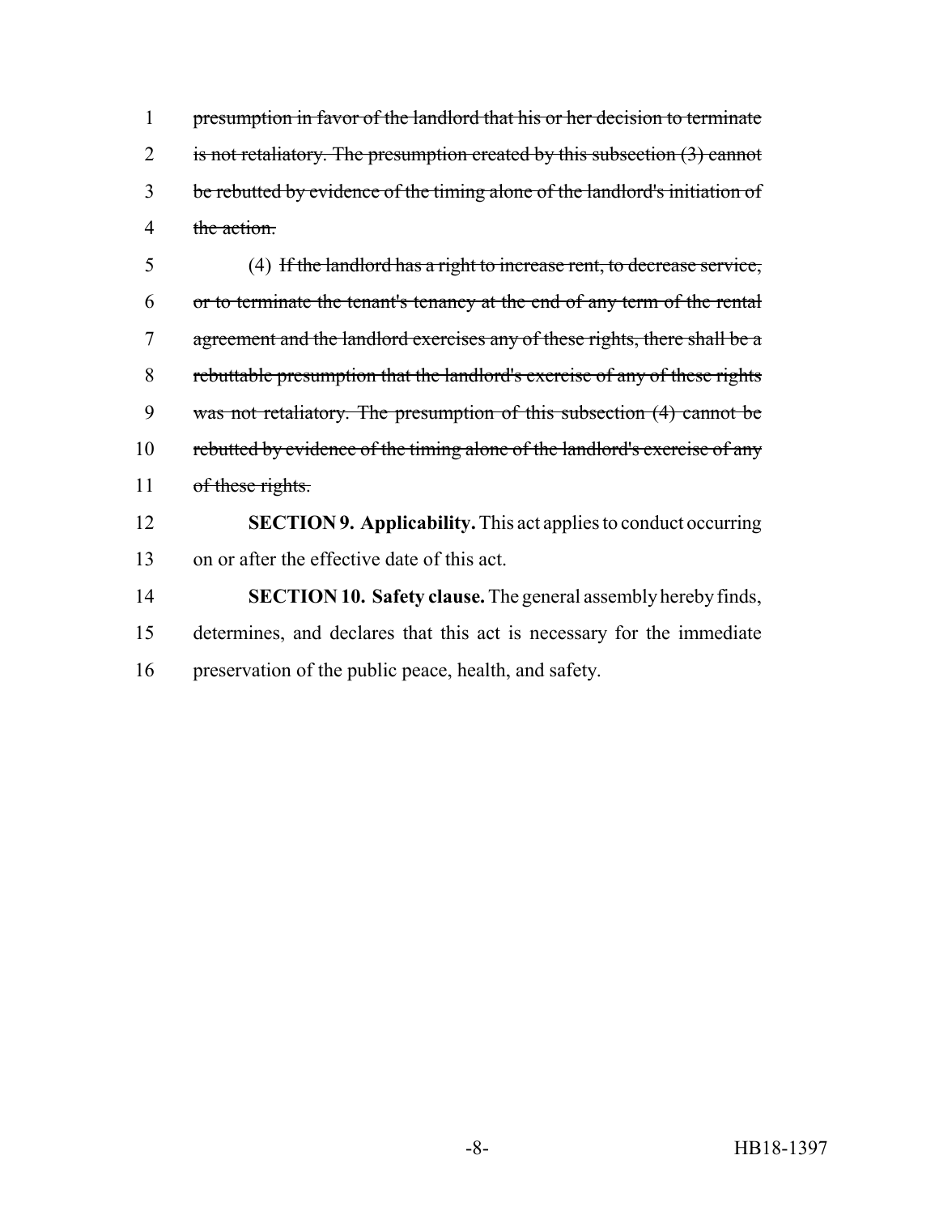~~presumption in favor of the landlord that his or her decision to terminate is not retaliatory. The presumption created by this subsection (3) cannot be rebutted by evidence of the timing alone of the landlord's initiation of the action.~~

(4) ~~If the landlord has a right to increase rent, to decrease service, or to terminate the tenant's tenancy at the end of any term of the rental agreement and the landlord exercises any of these rights, there shall be a rebuttable presumption that the landlord's exercise of any of these rights was not retaliatory. The presumption of this subsection (4) cannot be rebutted by evidence of the timing alone of the landlord's exercise of any of these rights.~~

**SECTION 9. Applicability.** This act applies to conduct occurring on or after the effective date of this act.

**SECTION 10. Safety clause.** The general assembly hereby finds, determines, and declares that this act is necessary for the immediate preservation of the public peace, health, and safety.